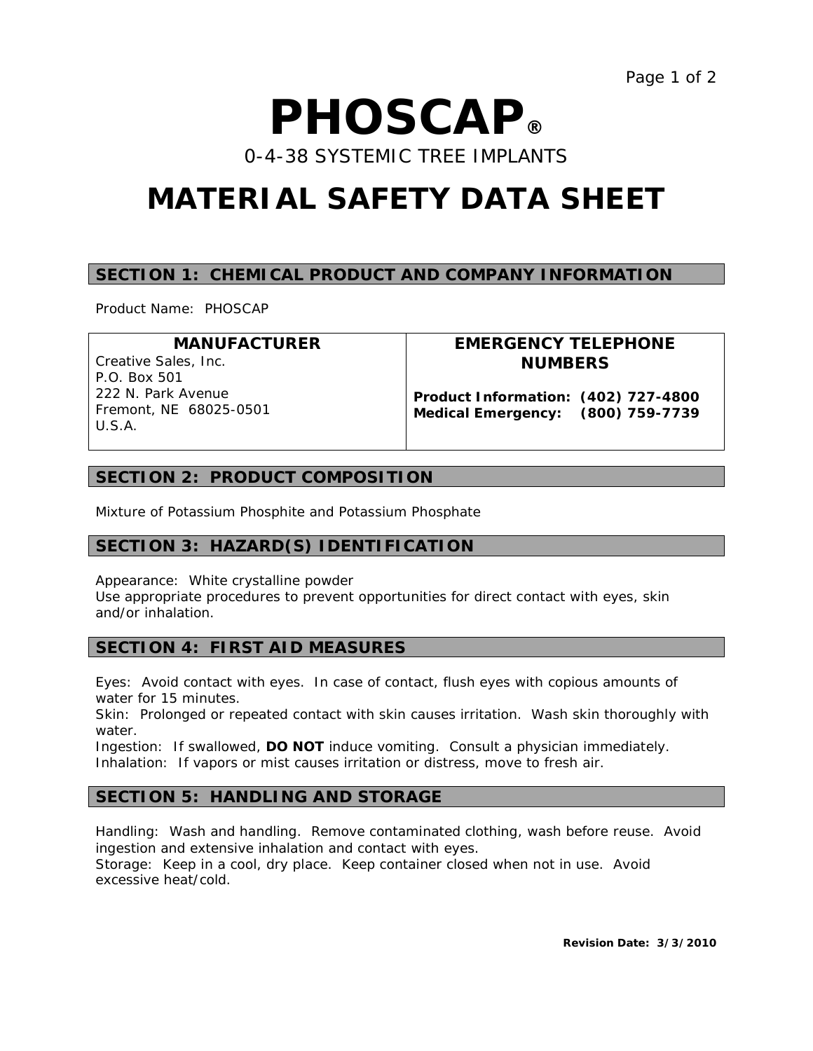# PHOSCAP®

0-4-38 SYSTEMIC TREE IMPLANTS

# MATERIAL SAFETY DATA SHEET

## SECTION 1: CHEMICAL PRODUCT AND COMPANY INFORMATION

Product Name: PHOSCAP

| MANUFACTURER | EMERGENCY TELEPHONE NUMBERS |
| --- | --- |
| Creative Sales, Inc.<br>P.O. Box 501<br>222 N. Park Avenue<br>Fremont, NE 68025-0501<br>U.S.A. | **Product Information: (402) 727-4800**<br>**Medical Emergency: (800) 759-7739** |

## SECTION 2: PRODUCT COMPOSITION

Mixture of Potassium Phosphite and Potassium Phosphate

## SECTION 3: HAZARD(S) IDENTIFICATION

Appearance: White crystalline powder
Use appropriate procedures to prevent opportunities for direct contact with eyes, skin and/or inhalation.

## SECTION 4: FIRST AID MEASURES

Eyes: Avoid contact with eyes. In case of contact, flush eyes with copious amounts of water for 15 minutes.
Skin: Prolonged or repeated contact with skin causes irritation. Wash skin thoroughly with water.
Ingestion: If swallowed, **DO NOT** induce vomiting. Consult a physician immediately.
Inhalation: If vapors or mist causes irritation or distress, move to fresh air.

## SECTION 5: HANDLING AND STORAGE

Handling: Wash and handling. Remove contaminated clothing, wash before reuse. Avoid ingestion and extensive inhalation and contact with eyes.
Storage: Keep in a cool, dry place. Keep container closed when not in use. Avoid excessive heat/cold.

**Revision Date: 3/3/2010**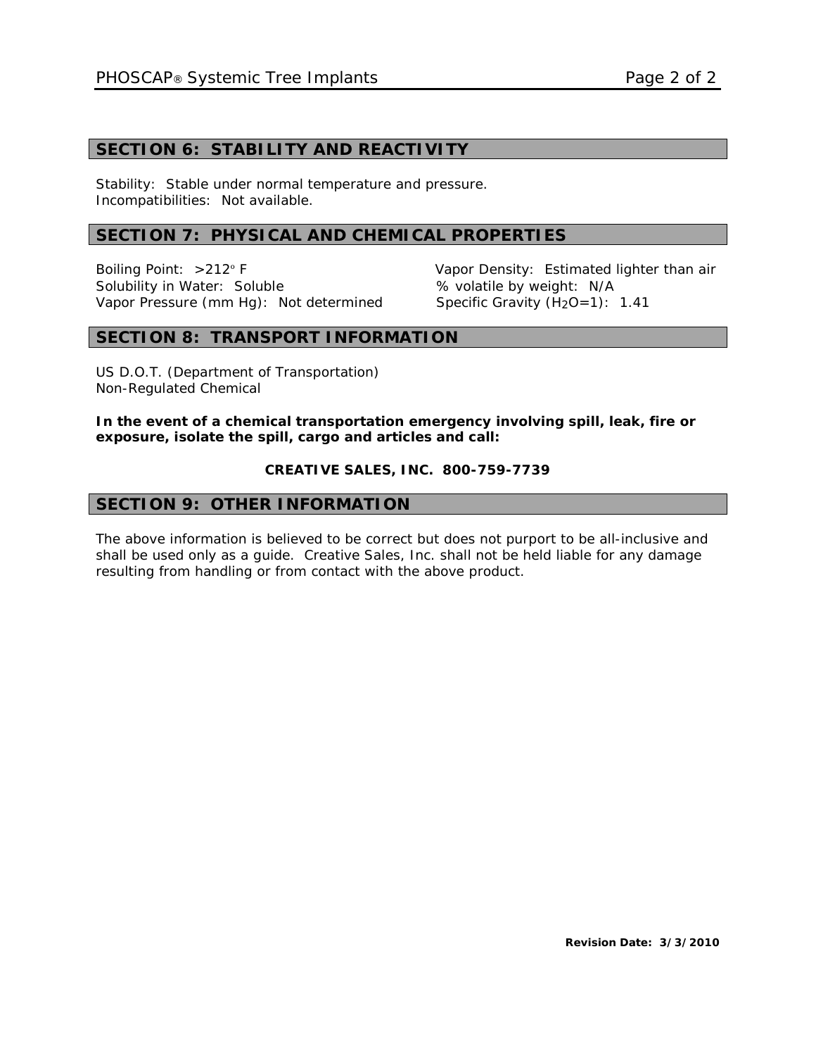## SECTION 6: STABILITY AND REACTIVITY

Stability: Stable under normal temperature and pressure.
Incompatibilities: Not available.

## SECTION 7: PHYSICAL AND CHEMICAL PROPERTIES

Boiling Point: >212° F
Solubility in Water: Soluble
Vapor Pressure (mm Hg): Not determined
Vapor Density: Estimated lighter than air
% volatile by weight: N/A
Specific Gravity ($H_2O$=1): 1.41

## SECTION 8: TRANSPORT INFORMATION

US D.O.T. (Department of Transportation)
Non-Regulated Chemical

**In the event of a chemical transportation emergency involving spill, leak, fire or exposure, isolate the spill, cargo and articles and call:**

**CREATIVE SALES, INC. 800-759-7739**

## SECTION 9: OTHER INFORMATION

The above information is believed to be correct but does not purport to be all-inclusive and shall be used only as a guide. Creative Sales, Inc. shall not be held liable for any damage resulting from handling or from contact with the above product.

**Revision Date: 3/3/2010**